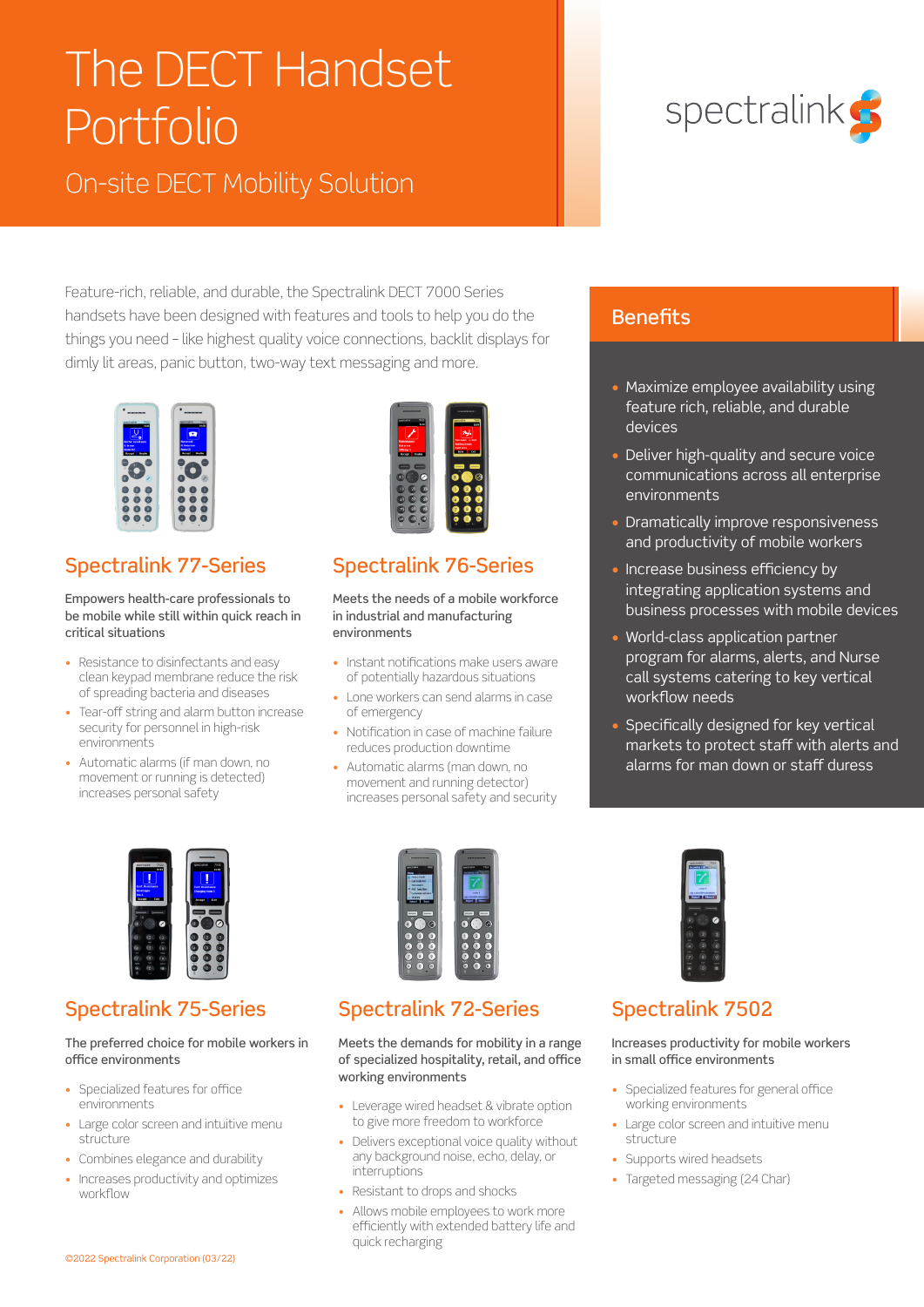# The DECT Handset Portfolio

## On-site DECT Mobility Solution

spectralink

Feature-rich, reliable, and durable, the Spectralink DECT 7000 Series handsets have been designed with features and tools to help you do the things you need – like highest quality voice connections, backlit displays for dimly lit areas, panic button, two-way text messaging and more.

## Benefits

- Maximize employee availability using feature rich, reliable, and durable devices
- Deliver high-quality and secure voice communications across all enterprise environments
- Dramatically improve responsiveness and productivity of mobile workers
- Increase business efficiency by integrating application systems and business processes with mobile devices
- World-class application partner program for alarms, alerts, and Nurse call systems catering to key vertical workflow needs
- Specifically designed for key vertical markets to protect staff with alerts and alarms for man down or staff duress

## Spectralink 77-Series

Empowers health-care professionals to be mobile while still within quick reach in critical situations

- Resistance to disinfectants and easy clean keypad membrane reduce the risk of spreading bacteria and diseases
- Tear-off string and alarm button increase security for personnel in high-risk environments
- Automatic alarms (if man down, no movement or running is detected) increases personal safety

## Spectralink 76-Series

Meets the needs of a mobile workforce in industrial and manufacturing environments

- Instant notifications make users aware of potentially hazardous situations
- Lone workers can send alarms in case of emergency
- Notification in case of machine failure reduces production downtime
- Automatic alarms (man down, no movement and running detector) increases personal safety and security

## Spectralink 75-Series

The preferred choice for mobile workers in office environments

- Specialized features for office environments
- Large color screen and intuitive menu structure
- Combines elegance and durability
- Increases productivity and optimizes workflow

## Spectralink 72-Series

Meets the demands for mobility in a range of specialized hospitality, retail, and office working environments

- Leverage wired headset & vibrate option to give more freedom to workforce
- Delivers exceptional voice quality without any background noise, echo, delay, or interruptions
- Resistant to drops and shocks
- Allows mobile employees to work more efficiently with extended battery life and quick recharging

## Spectralink 7502

Increases productivity for mobile workers in small office environments

- Specialized features for general office working environments
- Large color screen and intuitive menu structure
- Supports wired headsets
- Targeted messaging (24 Char)

©2022 Spectralink Corporation (03/22)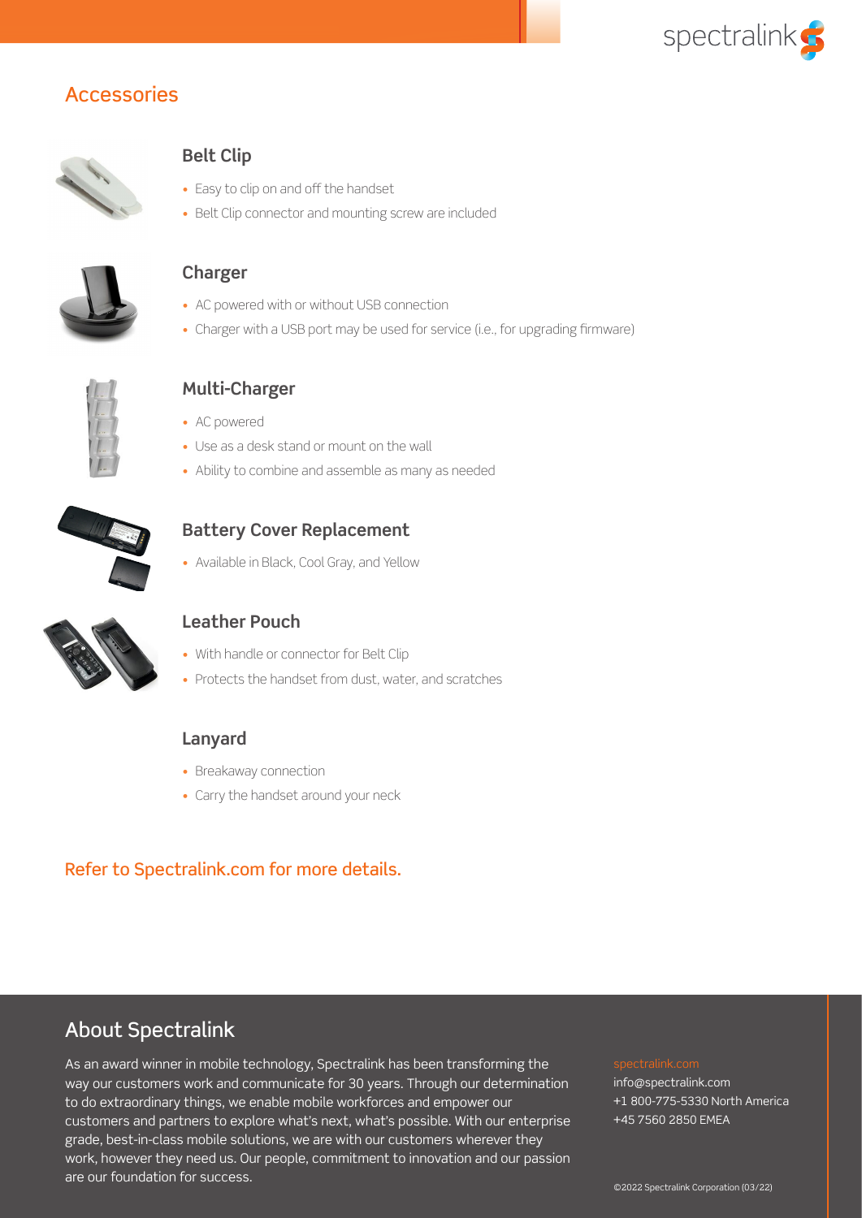## Accessories

### Belt Clip

- Easy to clip on and off the handset
- Belt Clip connector and mounting screw are included

### Charger

- AC powered with or without USB connection
- Charger with a USB port may be used for service (i.e., for upgrading firmware)

### Multi-Charger

- AC powered
- Use as a desk stand or mount on the wall
- Ability to combine and assemble as many as needed

### Battery Cover Replacement

- Available in Black, Cool Gray, and Yellow

### Leather Pouch

- With handle or connector for Belt Clip
- Protects the handset from dust, water, and scratches

### Lanyard

- Breakaway connection
- Carry the handset around your neck

Refer to Spectralink.com for more details.

## About Spectralink

As an award winner in mobile technology, Spectralink has been transforming the way our customers work and communicate for 30 years. Through our determination to do extraordinary things, we enable mobile workforces and empower our customers and partners to explore what's next, what's possible. With our enterprise grade, best-in-class mobile solutions, we are with our customers wherever they work, however they need us. Our people, commitment to innovation and our passion are our foundation for success.

spectralink.com
info@spectralink.com
+1 800-775-5330 North America
+45 7560 2850 EMEA

©2022 Spectralink Corporation (03/22)